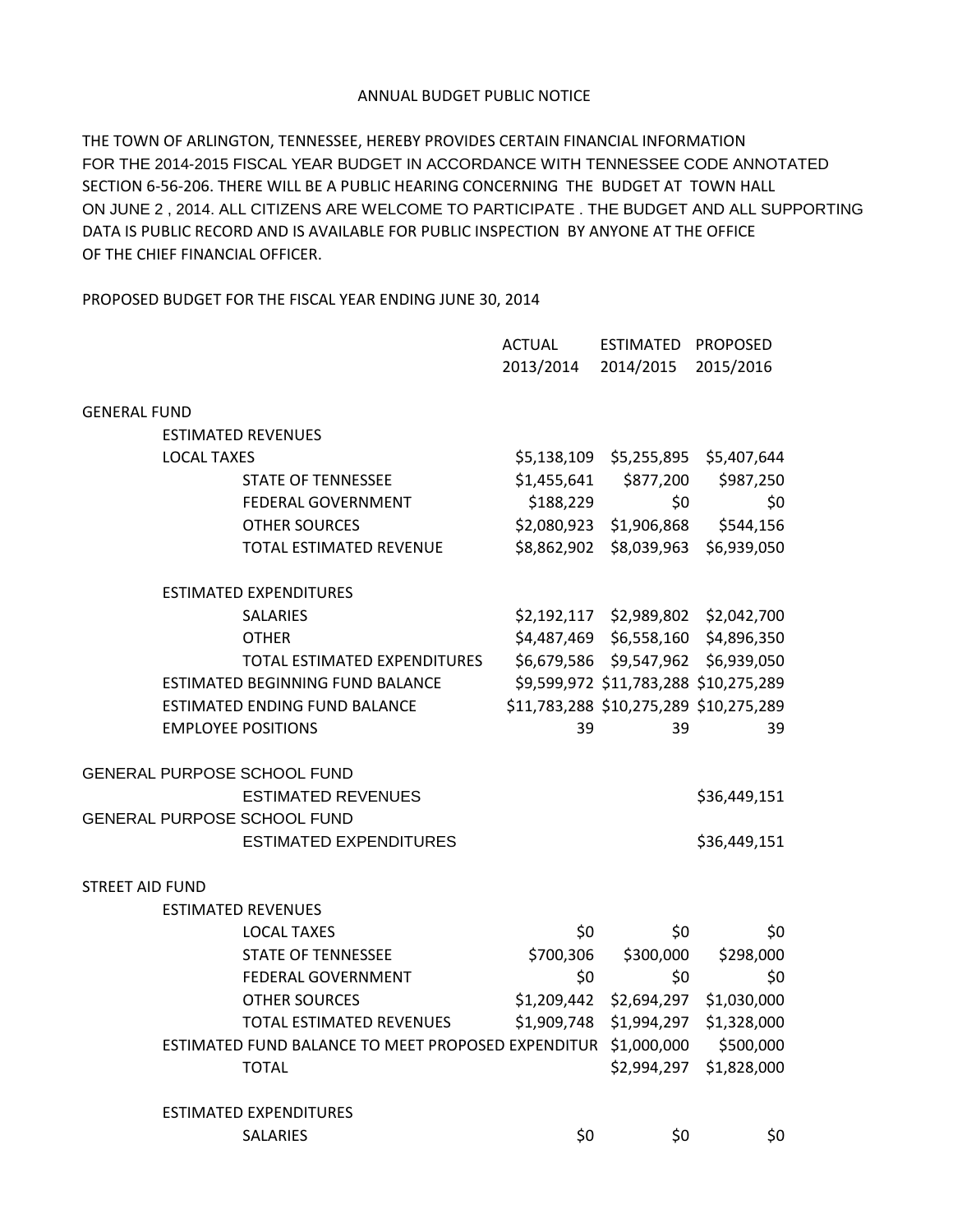ANNUAL BUDGET PUBLIC NOTICE

THE TOWN OF ARLINGTON, TENNESSEE, HEREBY PROVIDES CERTAIN FINANCIAL INFORMATION FOR THE 2014-2015 FISCAL YEAR BUDGET IN ACCORDANCE WITH TENNESSEE CODE ANNOTATED SECTION 6-56-206. THERE WILL BE A PUBLIC HEARING CONCERNING THE BUDGET AT TOWN HALL ON JUNE 2 , 2014. ALL CITIZENS ARE WELCOME TO PARTICIPATE . THE BUDGET AND ALL SUPPORTING DATA IS PUBLIC RECORD AND IS AVAILABLE FOR PUBLIC INSPECTION BY ANYONE AT THE OFFICE OF THE CHIEF FINANCIAL OFFICER.

PROPOSED BUDGET FOR THE FISCAL YEAR ENDING JUNE 30, 2014

| | ACTUAL 2013/2014 | ESTIMATED 2014/2015 | PROPOSED 2015/2016 |
|---|---|---|---|
| GENERAL FUND | | | |
| ESTIMATED REVENUES | | | |
| LOCAL TAXES | $5,138,109 | $5,255,895 | $5,407,644 |
| STATE OF TENNESSEE | $1,455,641 | $877,200 | $987,250 |
| FEDERAL GOVERNMENT | $188,229 | $0 | $0 |
| OTHER SOURCES | $2,080,923 | $1,906,868 | $544,156 |
| TOTAL ESTIMATED REVENUE | $8,862,902 | $8,039,963 | $6,939,050 |
| ESTIMATED EXPENDITURES | | | |
| SALARIES | $2,192,117 | $2,989,802 | $2,042,700 |
| OTHER | $4,487,469 | $6,558,160 | $4,896,350 |
| TOTAL ESTIMATED EXPENDITURES | $6,679,586 | $9,547,962 | $6,939,050 |
| ESTIMATED BEGINNING FUND BALANCE | $9,599,972 | $11,783,288 | $10,275,289 |
| ESTIMATED ENDING FUND BALANCE | $11,783,288 | $10,275,289 | $10,275,289 |
| EMPLOYEE POSITIONS | 39 | 39 | 39 |
| GENERAL PURPOSE SCHOOL FUND | | | |
| ESTIMATED REVENUES | | | $36,449,151 |
| GENERAL PURPOSE SCHOOL FUND | | | |
| ESTIMATED EXPENDITURES | | | $36,449,151 |
| STREET AID FUND | | | |
| ESTIMATED REVENUES | | | |
| LOCAL TAXES | $0 | $0 | $0 |
| STATE OF TENNESSEE | $700,306 | $300,000 | $298,000 |
| FEDERAL GOVERNMENT | $0 | $0 | $0 |
| OTHER SOURCES | $1,209,442 | $2,694,297 | $1,030,000 |
| TOTAL ESTIMATED REVENUES | $1,909,748 | $1,994,297 | $1,328,000 |
| ESTIMATED FUND BALANCE TO MEET PROPOSED EXPENDITUR | | $1,000,000 | $500,000 |
| TOTAL | | $2,994,297 | $1,828,000 |
| ESTIMATED EXPENDITURES | | | |
| SALARIES | $0 | $0 | $0 |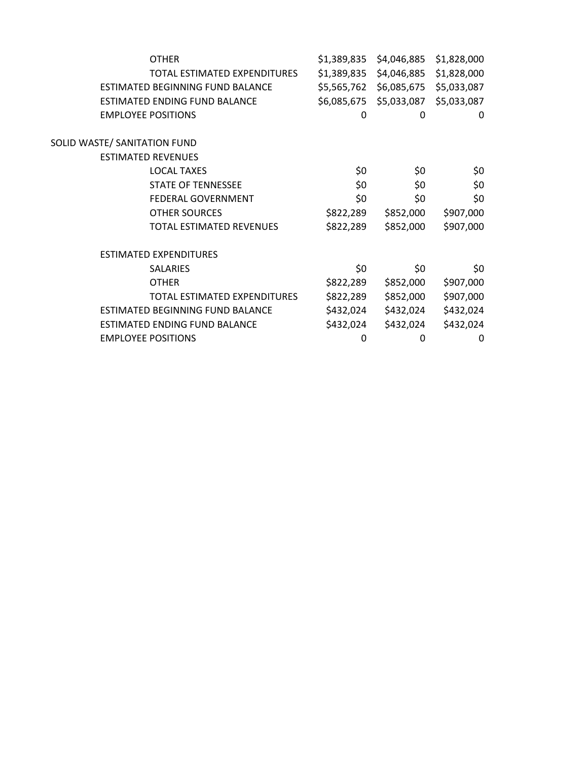| | | | |
|---|---|---|---|
| OTHER | $1,389,835 | $4,046,885 | $1,828,000 |
| TOTAL ESTIMATED EXPENDITURES | $1,389,835 | $4,046,885 | $1,828,000 |
| ESTIMATED BEGINNING FUND BALANCE | $5,565,762 | $6,085,675 | $5,033,087 |
| ESTIMATED ENDING FUND BALANCE | $6,085,675 | $5,033,087 | $5,033,087 |
| EMPLOYEE POSITIONS | 0 | 0 | 0 |
| | | | |
| SOLID WASTE/ SANITATION FUND | | | |
| ESTIMATED REVENUES | | | |
| LOCAL TAXES | $0 | $0 | $0 |
| STATE OF TENNESSEE | $0 | $0 | $0 |
| FEDERAL GOVERNMENT | $0 | $0 | $0 |
| OTHER SOURCES | $822,289 | $852,000 | $907,000 |
| TOTAL ESTIMATED REVENUES | $822,289 | $852,000 | $907,000 |
| | | | |
| ESTIMATED EXPENDITURES | | | |
| SALARIES | $0 | $0 | $0 |
| OTHER | $822,289 | $852,000 | $907,000 |
| TOTAL ESTIMATED EXPENDITURES | $822,289 | $852,000 | $907,000 |
| ESTIMATED BEGINNING FUND BALANCE | $432,024 | $432,024 | $432,024 |
| ESTIMATED ENDING FUND BALANCE | $432,024 | $432,024 | $432,024 |
| EMPLOYEE POSITIONS | 0 | 0 | 0 |